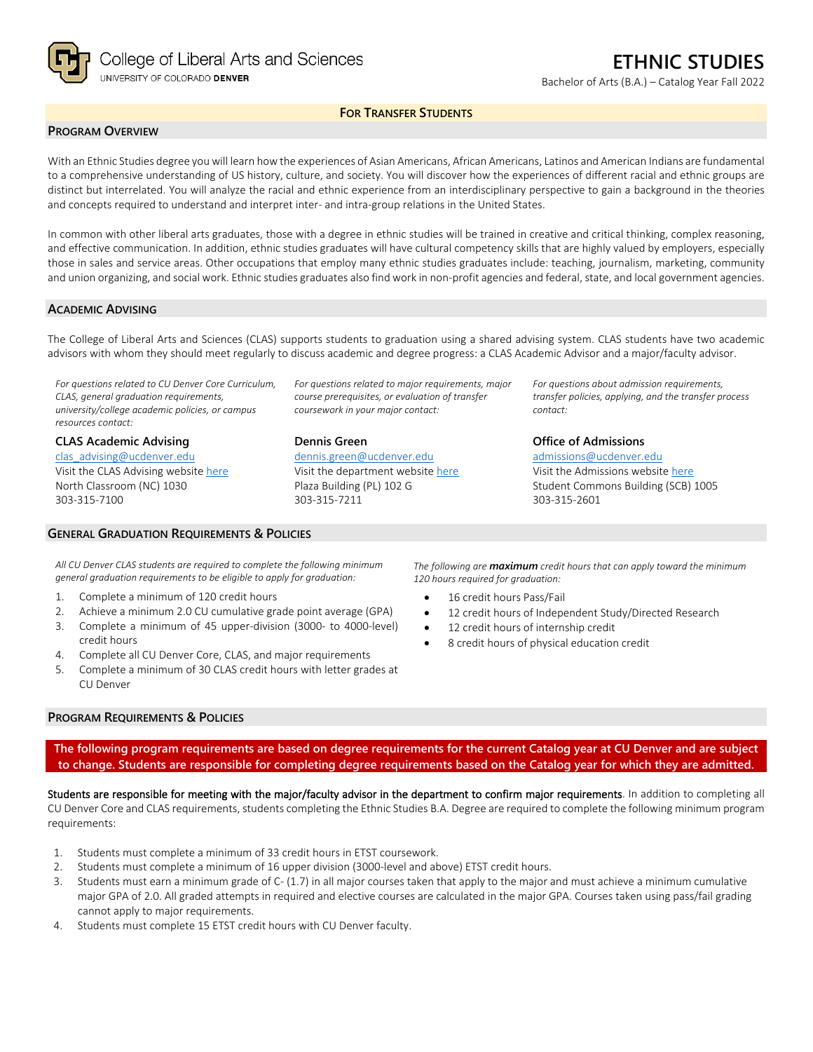College of Liberal Arts and Sciences
UNIVERSITY OF COLORADO DENVER

# ETHNIC STUDIES

Bachelor of Arts (B.A.) – Catalog Year Fall 2022

**FOR TRANSFER STUDENTS**

## PROGRAM OVERVIEW

With an Ethnic Studies degree you will learn how the experiences of Asian Americans, African Americans, Latinos and American Indians are fundamental to a comprehensive understanding of US history, culture, and society. You will discover how the experiences of different racial and ethnic groups are distinct but interrelated. You will analyze the racial and ethnic experience from an interdisciplinary perspective to gain a background in the theories and concepts required to understand and interpret inter- and intra-group relations in the United States.

In common with other liberal arts graduates, those with a degree in ethnic studies will be trained in creative and critical thinking, complex reasoning, and effective communication. In addition, ethnic studies graduates will have cultural competency skills that are highly valued by employers, especially those in sales and service areas. Other occupations that employ many ethnic studies graduates include: teaching, journalism, marketing, community and union organizing, and social work. Ethnic studies graduates also find work in non-profit agencies and federal, state, and local government agencies.

## ACADEMIC ADVISING

The College of Liberal Arts and Sciences (CLAS) supports students to graduation using a shared advising system. CLAS students have two academic advisors with whom they should meet regularly to discuss academic and degree progress: a CLAS Academic Advisor and a major/faculty advisor.

*For questions related to CU Denver Core Curriculum, CLAS, general graduation requirements, university/college academic policies, or campus resources contact:*

**CLAS Academic Advising**
clas_advising@ucdenver.edu
Visit the CLAS Advising website here
North Classroom (NC) 1030
303-315-7100

*For questions related to major requirements, major course prerequisites, or evaluation of transfer coursework in your major contact:*

**Dennis Green**
dennis.green@ucdenver.edu
Visit the department website here
Plaza Building (PL) 102 G
303-315-7211

*For questions about admission requirements, transfer policies, applying, and the transfer process contact:*

**Office of Admissions**
admissions@ucdenver.edu
Visit the Admissions website here
Student Commons Building (SCB) 1005
303-315-2601

## GENERAL GRADUATION REQUIREMENTS & POLICIES

*All CU Denver CLAS students are required to complete the following minimum general graduation requirements to be eligible to apply for graduation:*

1. Complete a minimum of 120 credit hours
2. Achieve a minimum 2.0 CU cumulative grade point average (GPA)
3. Complete a minimum of 45 upper-division (3000- to 4000-level) credit hours
4. Complete all CU Denver Core, CLAS, and major requirements
5. Complete a minimum of 30 CLAS credit hours with letter grades at CU Denver

*The following are **maximum** credit hours that can apply toward the minimum 120 hours required for graduation:*

- 16 credit hours Pass/Fail
- 12 credit hours of Independent Study/Directed Research
- 12 credit hours of internship credit
- 8 credit hours of physical education credit

## PROGRAM REQUIREMENTS & POLICIES

**The following program requirements are based on degree requirements for the current Catalog year at CU Denver and are subject to change. Students are responsible for completing degree requirements based on the Catalog year for which they are admitted.**

**Students are responsible for meeting with the major/faculty advisor in the department to confirm major requirements**. In addition to completing all CU Denver Core and CLAS requirements, students completing the Ethnic Studies B.A. Degree are required to complete the following minimum program requirements:

1. Students must complete a minimum of 33 credit hours in ETST coursework.
2. Students must complete a minimum of 16 upper division (3000-level and above) ETST credit hours.
3. Students must earn a minimum grade of C- (1.7) in all major courses taken that apply to the major and must achieve a minimum cumulative major GPA of 2.0. All graded attempts in required and elective courses are calculated in the major GPA. Courses taken using pass/fail grading cannot apply to major requirements.
4. Students must complete 15 ETST credit hours with CU Denver faculty.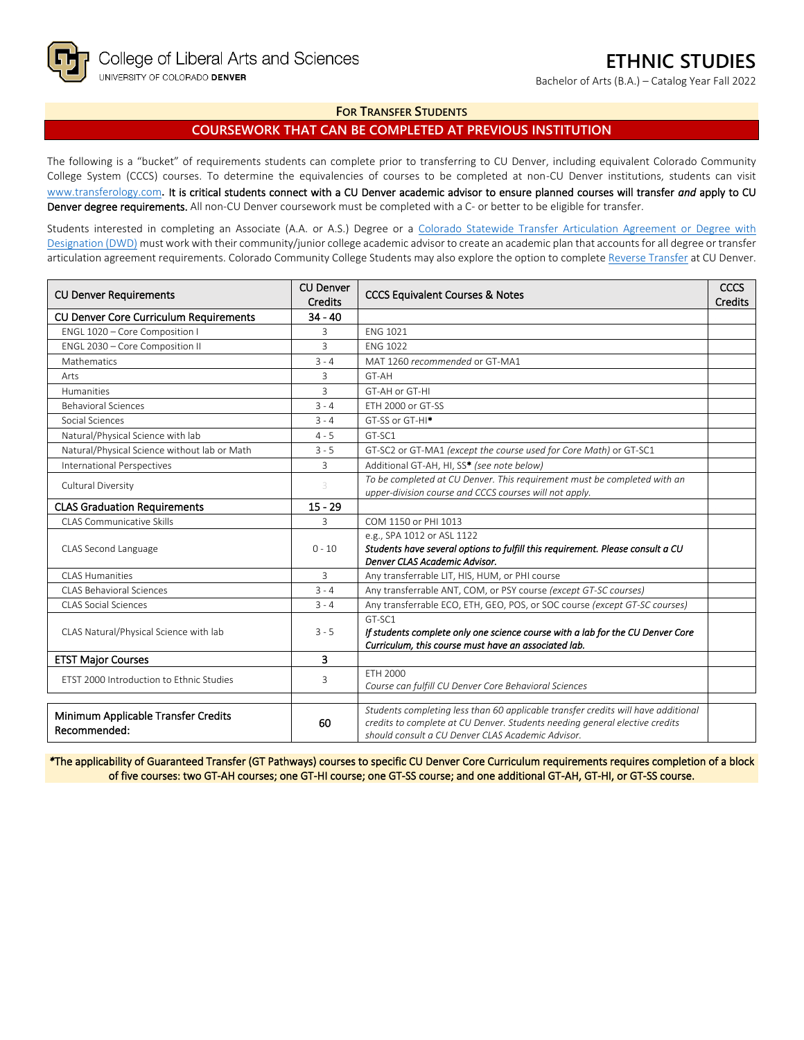College of Liberal Arts and Sciences
UNIVERSITY OF COLORADO DENVER

# ETHNIC STUDIES

Bachelor of Arts (B.A.) – Catalog Year Fall 2022

### For Transfer Students

## COURSEWORK THAT CAN BE COMPLETED AT PREVIOUS INSTITUTION

The following is a "bucket" of requirements students can complete prior to transferring to CU Denver, including equivalent Colorado Community College System (CCCS) courses. To determine the equivalencies of courses to be completed at non-CU Denver institutions, students can visit www.transferology.com. **It is critical students connect with a CU Denver academic advisor to ensure planned courses will transfer *and* apply to CU Denver degree requirements.** All non-CU Denver coursework must be completed with a C- or better to be eligible for transfer.

Students interested in completing an Associate (A.A. or A.S.) Degree or a Colorado Statewide Transfer Articulation Agreement or Degree with Designation (DWD) must work with their community/junior college academic advisor to create an academic plan that accounts for all degree or transfer articulation agreement requirements. Colorado Community College Students may also explore the option to complete Reverse Transfer at CU Denver.

| CU Denver Requirements | CU Denver Credits | CCCS Equivalent Courses & Notes | CCCS Credits |
|---|---|---|---|
| **CU Denver Core Curriculum Requirements** | **34 - 40** | | |
| ENGL 1020 – Core Composition I | 3 | ENG 1021 | |
| ENGL 2030 – Core Composition II | 3 | ENG 1022 | |
| Mathematics | 3 - 4 | MAT 1260 *recommended* or GT-MA1 | |
| Arts | 3 | GT-AH | |
| Humanities | 3 | GT-AH or GT-HI | |
| Behavioral Sciences | 3 - 4 | ETH 2000 or GT-SS | |
| Social Sciences | 3 - 4 | GT-SS or GT-HI* | |
| Natural/Physical Science with lab | 4 - 5 | GT-SC1 | |
| Natural/Physical Science without lab or Math | 3 - 5 | GT-SC2 or GT-MA1 *(except the course used for Core Math)* or GT-SC1 | |
| International Perspectives | 3 | Additional GT-AH, HI, SS* *(see note below)* | |
| Cultural Diversity | 3 | *To be completed at CU Denver. This requirement must be completed with an upper-division course and CCCS courses will not apply.* | |
| **CLAS Graduation Requirements** | **15 - 29** | | |
| CLAS Communicative Skills | 3 | COM 1150 or PHI 1013 | |
| CLAS Second Language | 0 - 10 | e.g., SPA 1012 or ASL 1122<br>***Students have several options to fulfill this requirement. Please consult a CU Denver CLAS Academic Advisor.*** | |
| CLAS Humanities | 3 | Any transferrable LIT, HIS, HUM, or PHI course | |
| CLAS Behavioral Sciences | 3 - 4 | Any transferrable ANT, COM, or PSY course *(except GT-SC courses)* | |
| CLAS Social Sciences | 3 - 4 | Any transferrable ECO, ETH, GEO, POS, or SOC course *(except GT-SC courses)* | |
| CLAS Natural/Physical Science with lab | 3 - 5 | GT-SC1<br>***If students complete only one science course with a lab for the CU Denver Core Curriculum, this course must have an associated lab.*** | |
| **ETST Major Courses** | **3** | | |
| ETST 2000 Introduction to Ethnic Studies | 3 | ETH 2000<br>*Course can fulfill CU Denver Core Behavioral Sciences* | |
| | | | |
| **Minimum Applicable Transfer Credits Recommended:** | **60** | *Students completing less than 60 applicable transfer credits will have additional credits to complete at CU Denver. Students needing general elective credits should consult a CU Denver CLAS Academic Advisor.* | |

***The applicability of Guaranteed Transfer (GT Pathways) courses to specific CU Denver Core Curriculum requirements requires completion of a block of five courses: two GT-AH courses; one GT-HI course; one GT-SS course; and one additional GT-AH, GT-HI, or GT-SS course.**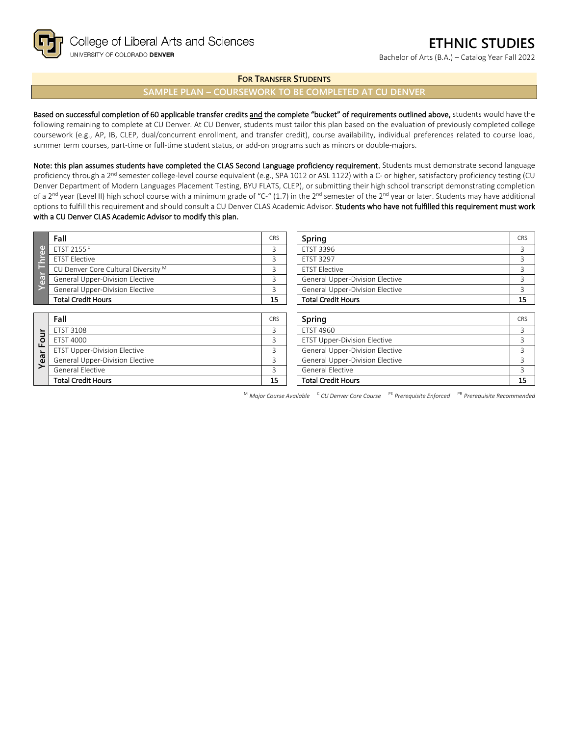College of Liberal Arts and Sciences
UNIVERSITY OF COLORADO DENVER

# ETHNIC STUDIES

Bachelor of Arts (B.A.) – Catalog Year Fall 2022

## FOR TRANSFER STUDENTS

## SAMPLE PLAN – COURSEWORK TO BE COMPLETED AT CU DENVER

**Based on successful completion of 60 applicable transfer credits and the complete "bucket" of requirements outlined above,** students would have the following remaining to complete at CU Denver. At CU Denver, students must tailor this plan based on the evaluation of previously completed college coursework (e.g., AP, IB, CLEP, dual/concurrent enrollment, and transfer credit), course availability, individual preferences related to course load, summer term courses, part-time or full-time student status, or add-on programs such as minors or double-majors.

**Note: this plan assumes students have completed the CLAS Second Language proficiency requirement.** Students must demonstrate second language proficiency through a 2nd semester college-level course equivalent (e.g., SPA 1012 or ASL 1122) with a C- or higher, satisfactory proficiency testing (CU Denver Department of Modern Languages Placement Testing, BYU FLATS, CLEP), or submitting their high school transcript demonstrating completion of a 2nd year (Level II) high school course with a minimum grade of "C-" (1.7) in the 2nd semester of the 2nd year or later. Students may have additional options to fulfill this requirement and should consult a CU Denver CLAS Academic Advisor. **Students who have not fulfilled this requirement must work with a CU Denver CLAS Academic Advisor to modify this plan.**

### Year Three

| Fall | CRS |
|---|---|
| ETST 2155 [C] | 3 |
| ETST Elective | 3 |
| CU Denver Core Cultural Diversity [M] | 3 |
| General Upper-Division Elective | 3 |
| General Upper-Division Elective | 3 |
| **Total Credit Hours** | **15** |

| Spring | CRS |
|---|---|
| ETST 3396 | 3 |
| ETST 3297 | 3 |
| ETST Elective | 3 |
| General Upper-Division Elective | 3 |
| General Upper-Division Elective | 3 |
| **Total Credit Hours** | **15** |

### Year Four

| Fall | CRS |
|---|---|
| ETST 3108 | 3 |
| ETST 4000 | 3 |
| ETST Upper-Division Elective | 3 |
| General Upper-Division Elective | 3 |
| General Elective | 3 |
| **Total Credit Hours** | **15** |

| Spring | CRS |
|---|---|
| ETST 4960 | 3 |
| ETST Upper-Division Elective | 3 |
| General Upper-Division Elective | 3 |
| General Upper-Division Elective | 3 |
| General Elective | 3 |
| **Total Credit Hours** | **15** |

[M] *Major Course Available* [C] *CU Denver Core Course* [PE] *Prerequisite Enforced* [PR] *Prerequisite Recommended*